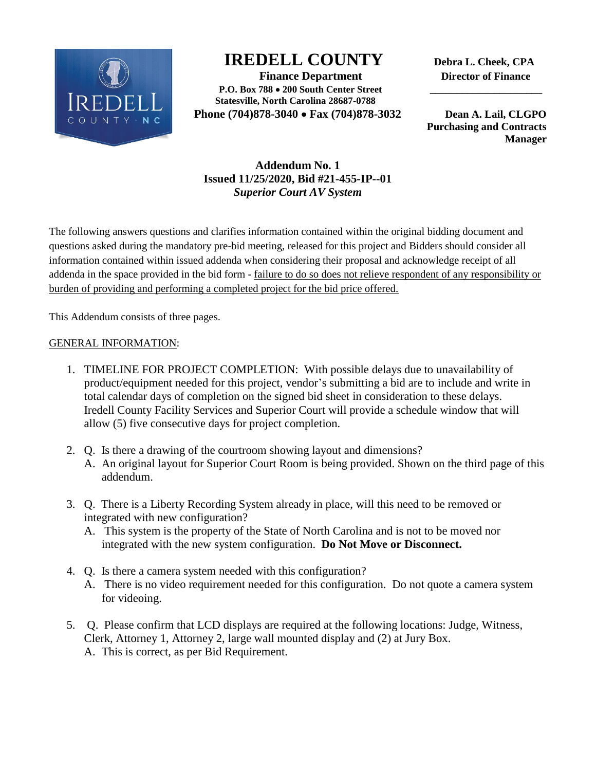# IREDELL COUNTY

**Finance Department**
**P.O. Box 788 • 200 South Center Street**
**Statesville, North Carolina 28687-0788**
**Phone (704)878-3040 • Fax (704)878-3032**

**Debra L. Cheek, CPA**
**Director of Finance**

**Dean A. Lail, CLGPO**
**Purchasing and Contracts Manager**

## Addendum No. 1
## Issued 11/25/2020, Bid #21-455-IP--01
## *Superior Court AV System*

The following answers questions and clarifies information contained within the original bidding document and questions asked during the mandatory pre-bid meeting, released for this project and Bidders should consider all information contained within issued addenda when considering their proposal and acknowledge receipt of all addenda in the space provided in the bid form - <u>failure to do so does not relieve respondent of any responsibility or burden of providing and performing a completed project for the bid price offered.</u>

This Addendum consists of three pages.

<u>GENERAL INFORMATION</u>:

1. TIMELINE FOR PROJECT COMPLETION: With possible delays due to unavailability of product/equipment needed for this project, vendor's submitting a bid are to include and write in total calendar days of completion on the signed bid sheet in consideration to these delays. Iredell County Facility Services and Superior Court will provide a schedule window that will allow (5) five consecutive days for project completion.

2. Q. Is there a drawing of the courtroom showing layout and dimensions?
   A. An original layout for Superior Court Room is being provided. Shown on the third page of this addendum.

3. Q. There is a Liberty Recording System already in place, will this need to be removed or integrated with new configuration?
   A. This system is the property of the State of North Carolina and is not to be moved nor integrated with the new system configuration. **Do Not Move or Disconnect.**

4. Q. Is there a camera system needed with this configuration?
   A. There is no video requirement needed for this configuration. Do not quote a camera system for videoing.

5. Q. Please confirm that LCD displays are required at the following locations: Judge, Witness, Clerk, Attorney 1, Attorney 2, large wall mounted display and (2) at Jury Box.
   A. This is correct, as per Bid Requirement.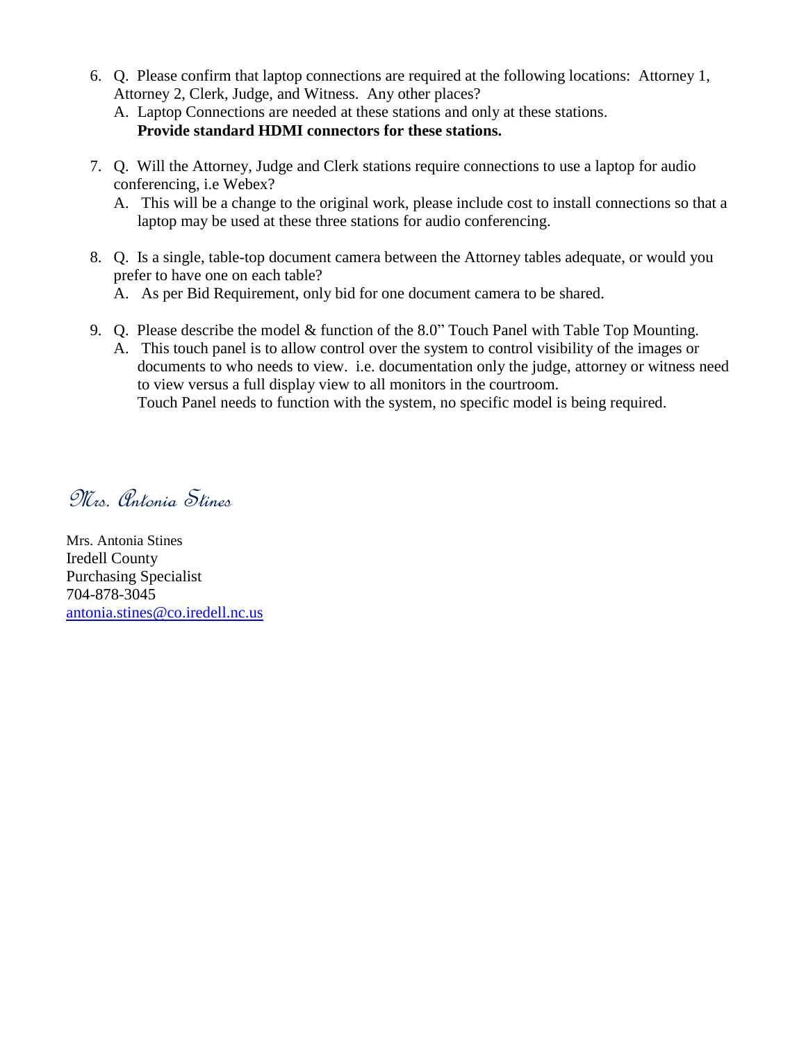6. Q. Please confirm that laptop connections are required at the following locations: Attorney 1, Attorney 2, Clerk, Judge, and Witness. Any other places?
   A. Laptop Connections are needed at these stations and only at these stations. **Provide standard HDMI connectors for these stations.**

7. Q. Will the Attorney, Judge and Clerk stations require connections to use a laptop for audio conferencing, i.e Webex?
   A. This will be a change to the original work, please include cost to install connections so that a laptop may be used at these three stations for audio conferencing.

8. Q. Is a single, table-top document camera between the Attorney tables adequate, or would you prefer to have one on each table?
   A. As per Bid Requirement, only bid for one document camera to be shared.

9. Q. Please describe the model & function of the 8.0" Touch Panel with Table Top Mounting.
   A. This touch panel is to allow control over the system to control visibility of the images or documents to who needs to view. i.e. documentation only the judge, attorney or witness need to view versus a full display view to all monitors in the courtroom.
   Touch Panel needs to function with the system, no specific model is being required.

*Mrs. Antonia Stines*

Mrs. Antonia Stines
Iredell County
Purchasing Specialist
704-878-3045
antonia.stines@co.iredell.nc.us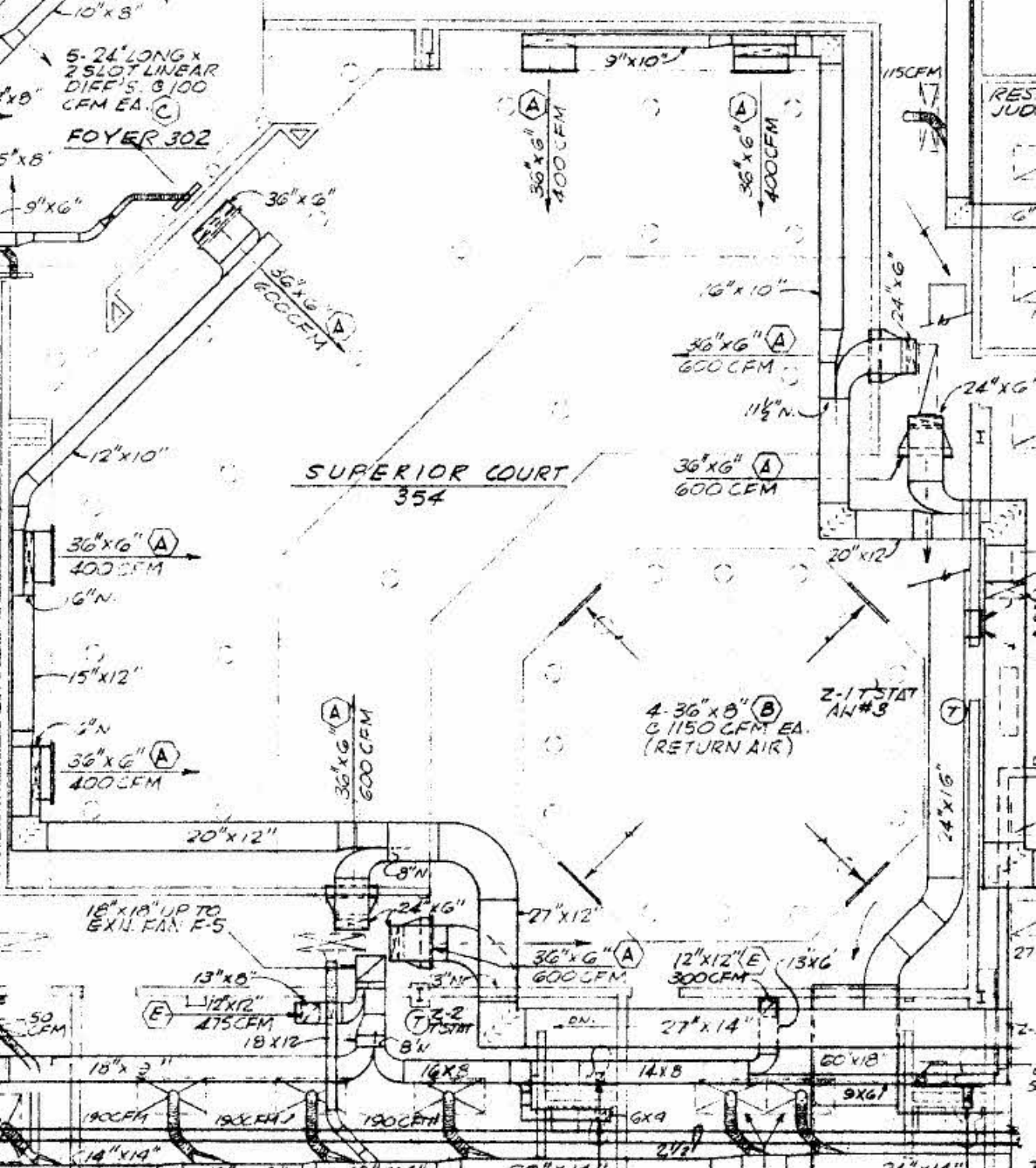10"x8"

5-24" LONG x 2 SLOT LINEAR DIFF'S. @ 100 CFM EA. (C)

FOYER 302

5"x8"

9"x6"

36"x6"

36"x6" 600 CFM (A)

9"x10"

(A) 36"x6" 400 CFM

(A) 36"x6" 400 CFM

115 CFM

RES JUD

16"x10"

24"x6"

36"x6" (A) 600 CFM

11½"N.

24"x6"

12"x10"

SUPERIOR COURT 354

36"x6" (A) 600 CFM

36"x6" (A) 400 CFM

6"N.

20"x12"

15"x12"

4-36"x8" (B) @ 1150 CFM EA. (RETURN AIR)

Z-1 T-STAT AH#3

(T)

"N

36"x6" (A) 400 CFM

(A) 36"x6" 600 CFM

24"x16"

20"x12"

8"N

24"x6"

27"x12"

18"x18" UP TO EXH. FAN F-5

36"x6" (A) 600 CFM

12"x12" (E) 300 CFM

13"x6"

13"x8"

(E) 12"x12" 475 CFM

3"N

(T) Z-2 T-STAT

DN.

27"x14"

50 CFM

18 x 12

8"N

18"x 9"

16 x 8

14 x 8

60"x18"

9 x 6

190 CFM

190 CFM

190 CFM

6 x 9

2½"

14"x14"

27